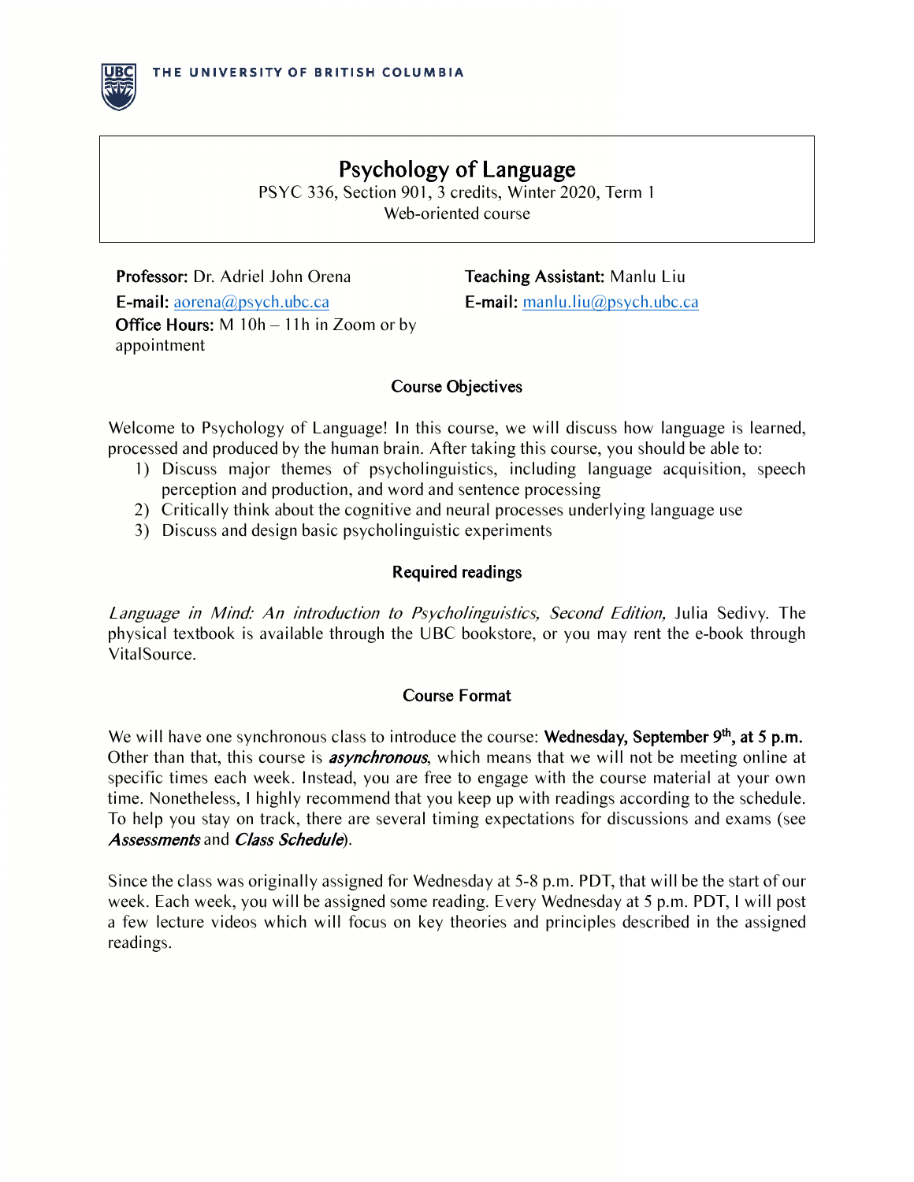THE UNIVERSITY OF BRITISH COLUMBIA

# Psychology of Language

PSYC 336, Section 901, 3 credits, Winter 2020, Term 1
Web-oriented course

**Professor:** Dr. Adriel John Orena
**E-mail:** aorena@psych.ubc.ca
**Office Hours:** M 10h – 11h in Zoom or by appointment

**Teaching Assistant:** Manlu Liu
**E-mail:** manlu.liu@psych.ubc.ca

## Course Objectives

Welcome to Psychology of Language! In this course, we will discuss how language is learned, processed and produced by the human brain. After taking this course, you should be able to:

1) Discuss major themes of psycholinguistics, including language acquisition, speech perception and production, and word and sentence processing
2) Critically think about the cognitive and neural processes underlying language use
3) Discuss and design basic psycholinguistic experiments

## Required readings

*Language in Mind: An introduction to Psycholinguistics, Second Edition,* Julia Sedivy. The physical textbook is available through the UBC bookstore, or you may rent the e-book through VitalSource.

## Course Format

We will have one synchronous class to introduce the course: **Wednesday, September 9th, at 5 p.m.** Other than that, this course is ***asynchronous***, which means that we will not be meeting online at specific times each week. Instead, you are free to engage with the course material at your own time. Nonetheless, I highly recommend that you keep up with readings according to the schedule. To help you stay on track, there are several timing expectations for discussions and exams (see ***Assessments*** and ***Class Schedule***).

Since the class was originally assigned for Wednesday at 5-8 p.m. PDT, that will be the start of our week. Each week, you will be assigned some reading. Every Wednesday at 5 p.m. PDT, I will post a few lecture videos which will focus on key theories and principles described in the assigned readings.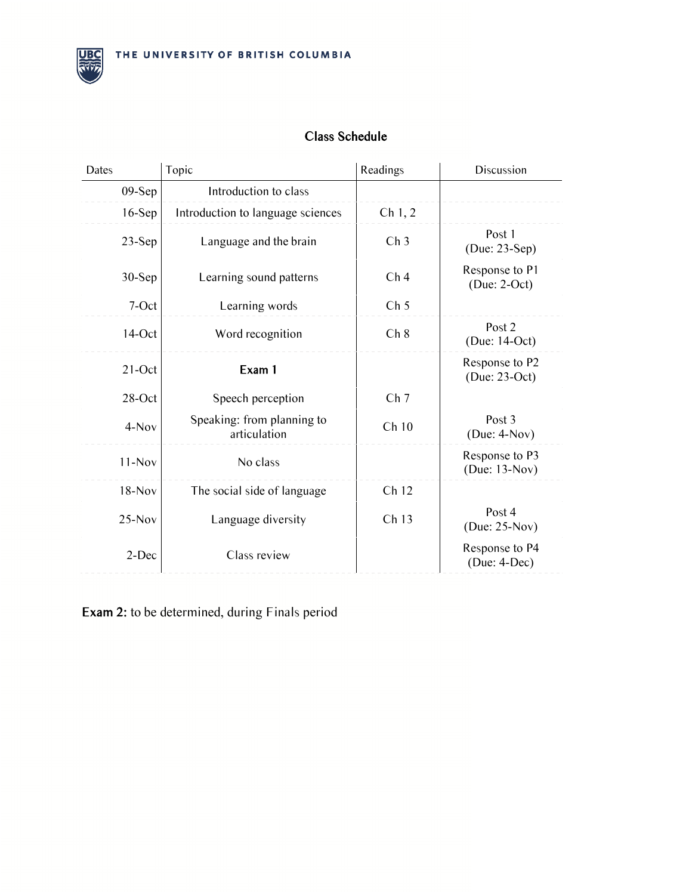## Class Schedule

| Dates | Topic | Readings | Discussion |
| --- | --- | --- | --- |
| 09-Sep | Introduction to class | | |
| 16-Sep | Introduction to language sciences | Ch 1, 2 | |
| 23-Sep | Language and the brain | Ch 3 | Post 1 (Due: 23-Sep) |
| 30-Sep | Learning sound patterns | Ch 4 | Response to P1 (Due: 2-Oct) |
| 7-Oct | Learning words | Ch 5 | |
| 14-Oct | Word recognition | Ch 8 | Post 2 (Due: 14-Oct) |
| 21-Oct | **Exam 1** | | Response to P2 (Due: 23-Oct) |
| 28-Oct | Speech perception | Ch 7 | |
| 4-Nov | Speaking: from planning to articulation | Ch 10 | Post 3 (Due: 4-Nov) |
| 11-Nov | No class | | Response to P3 (Due: 13-Nov) |
| 18-Nov | The social side of language | Ch 12 | |
| 25-Nov | Language diversity | Ch 13 | Post 4 (Due: 25-Nov) |
| 2-Dec | Class review | | Response to P4 (Due: 4-Dec) |

**Exam 2:** to be determined, during Finals period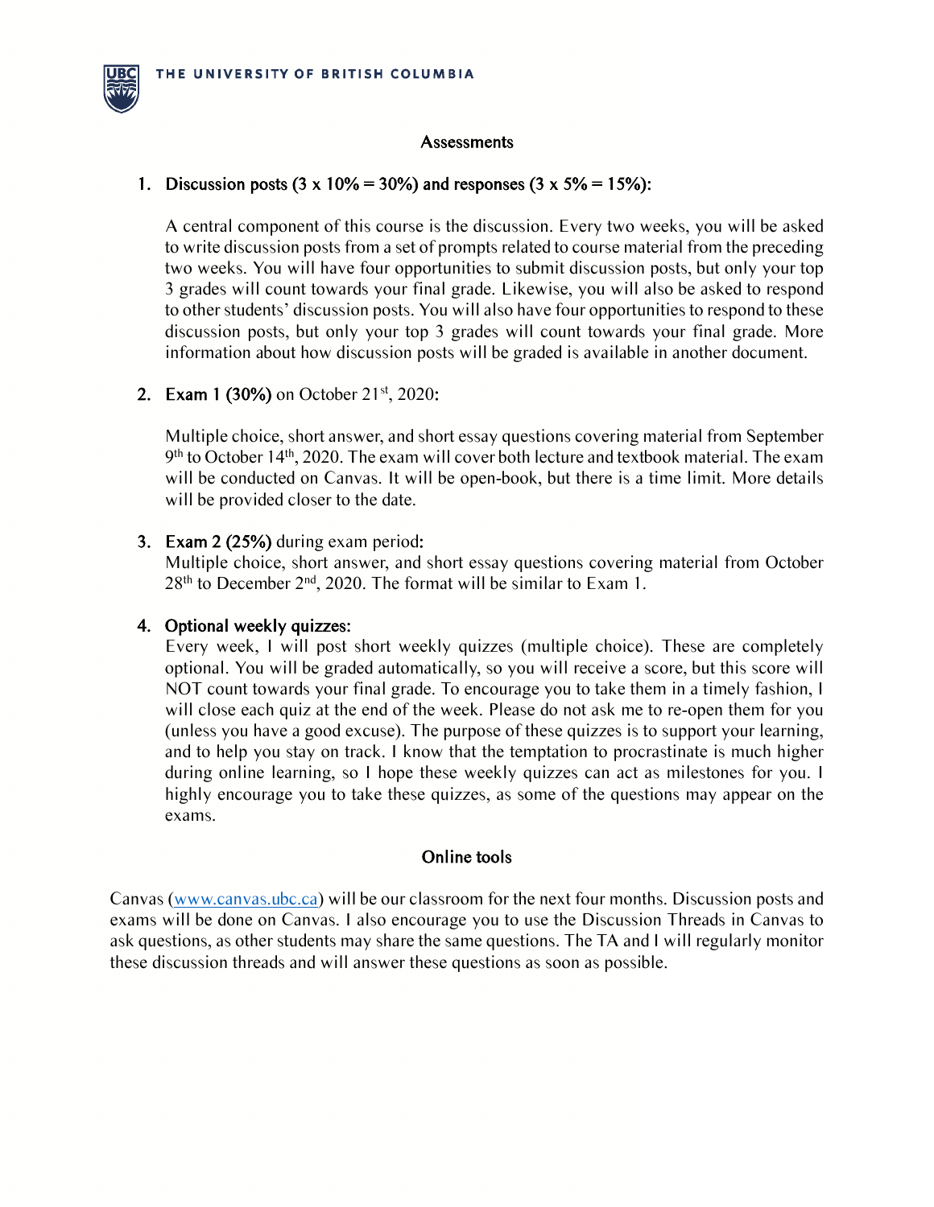## Assessments

1. **Discussion posts (3 x 10% = 30%) and responses (3 x 5% = 15%):**

   A central component of this course is the discussion. Every two weeks, you will be asked to write discussion posts from a set of prompts related to course material from the preceding two weeks. You will have four opportunities to submit discussion posts, but only your top 3 grades will count towards your final grade. Likewise, you will also be asked to respond to other students' discussion posts. You will also have four opportunities to respond to these discussion posts, but only your top 3 grades will count towards your final grade. More information about how discussion posts will be graded is available in another document.

2. **Exam 1 (30%)** on October 21st, 2020:

   Multiple choice, short answer, and short essay questions covering material from September 9th to October 14th, 2020. The exam will cover both lecture and textbook material. The exam will be conducted on Canvas. It will be open-book, but there is a time limit. More details will be provided closer to the date.

3. **Exam 2 (25%)** during exam period:
   Multiple choice, short answer, and short essay questions covering material from October 28th to December 2nd, 2020. The format will be similar to Exam 1.

4. **Optional weekly quizzes:**
   Every week, I will post short weekly quizzes (multiple choice). These are completely optional. You will be graded automatically, so you will receive a score, but this score will NOT count towards your final grade. To encourage you to take them in a timely fashion, I will close each quiz at the end of the week. Please do not ask me to re-open them for you (unless you have a good excuse). The purpose of these quizzes is to support your learning, and to help you stay on track. I know that the temptation to procrastinate is much higher during online learning, so I hope these weekly quizzes can act as milestones for you. I highly encourage you to take these quizzes, as some of the questions may appear on the exams.

## Online tools

Canvas (www.canvas.ubc.ca) will be our classroom for the next four months. Discussion posts and exams will be done on Canvas. I also encourage you to use the Discussion Threads in Canvas to ask questions, as other students may share the same questions. The TA and I will regularly monitor these discussion threads and will answer these questions as soon as possible.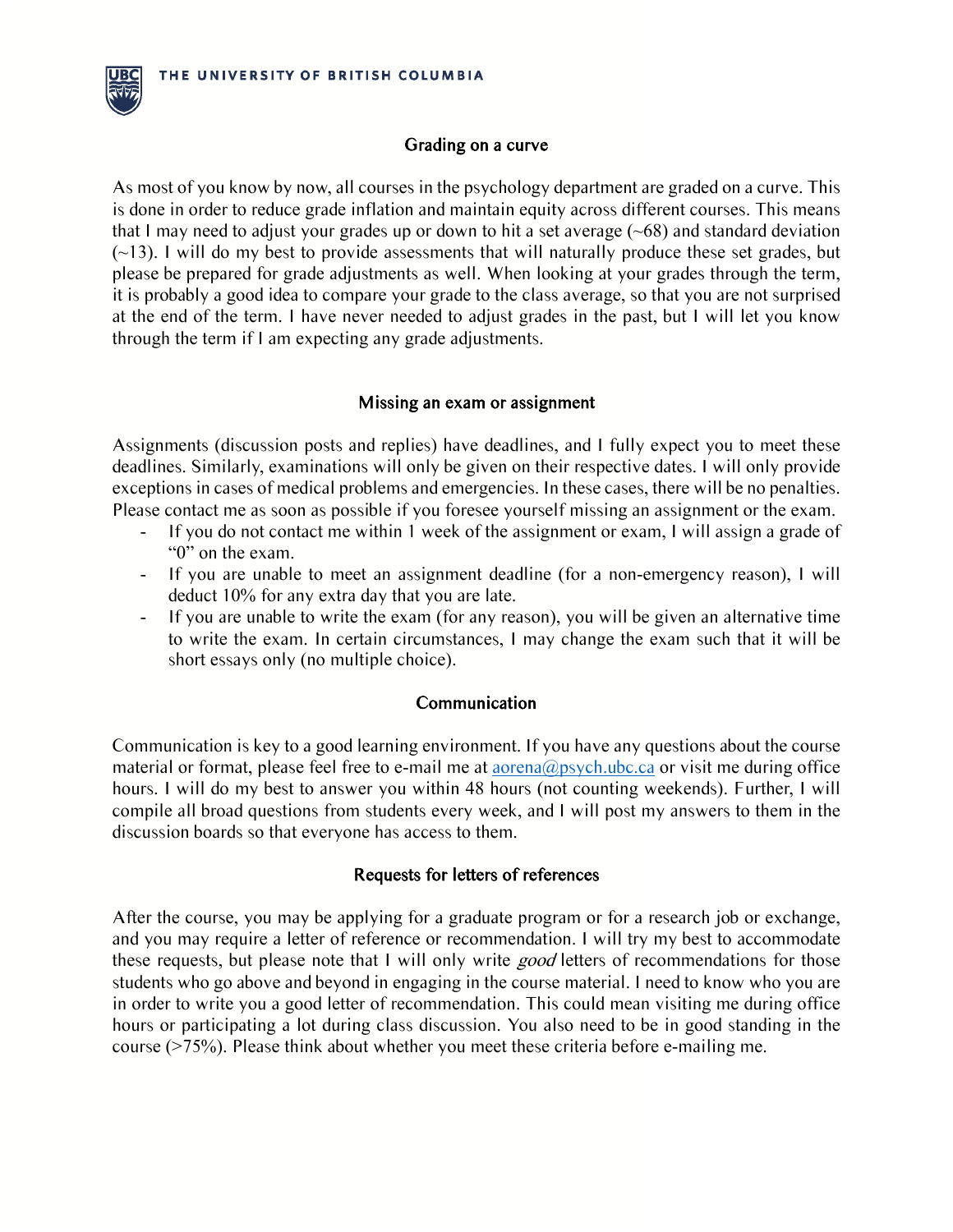## Grading on a curve

As most of you know by now, all courses in the psychology department are graded on a curve. This is done in order to reduce grade inflation and maintain equity across different courses. This means that I may need to adjust your grades up or down to hit a set average (~68) and standard deviation (~13). I will do my best to provide assessments that will naturally produce these set grades, but please be prepared for grade adjustments as well. When looking at your grades through the term, it is probably a good idea to compare your grade to the class average, so that you are not surprised at the end of the term. I have never needed to adjust grades in the past, but I will let you know through the term if I am expecting any grade adjustments.

## Missing an exam or assignment

Assignments (discussion posts and replies) have deadlines, and I fully expect you to meet these deadlines. Similarly, examinations will only be given on their respective dates. I will only provide exceptions in cases of medical problems and emergencies. In these cases, there will be no penalties. Please contact me as soon as possible if you foresee yourself missing an assignment or the exam.

- If you do not contact me within 1 week of the assignment or exam, I will assign a grade of "0" on the exam.
- If you are unable to meet an assignment deadline (for a non-emergency reason), I will deduct 10% for any extra day that you are late.
- If you are unable to write the exam (for any reason), you will be given an alternative time to write the exam. In certain circumstances, I may change the exam such that it will be short essays only (no multiple choice).

## Communication

Communication is key to a good learning environment. If you have any questions about the course material or format, please feel free to e-mail me at [aorena@psych.ubc.ca](mailto:aorena@psych.ubc.ca) or visit me during office hours. I will do my best to answer you within 48 hours (not counting weekends). Further, I will compile all broad questions from students every week, and I will post my answers to them in the discussion boards so that everyone has access to them.

## Requests for letters of references

After the course, you may be applying for a graduate program or for a research job or exchange, and you may require a letter of reference or recommendation. I will try my best to accommodate these requests, but please note that I will only write *good* letters of recommendations for those students who go above and beyond in engaging in the course material. I need to know who you are in order to write you a good letter of recommendation. This could mean visiting me during office hours or participating a lot during class discussion. You also need to be in good standing in the course (>75%). Please think about whether you meet these criteria before e-mailing me.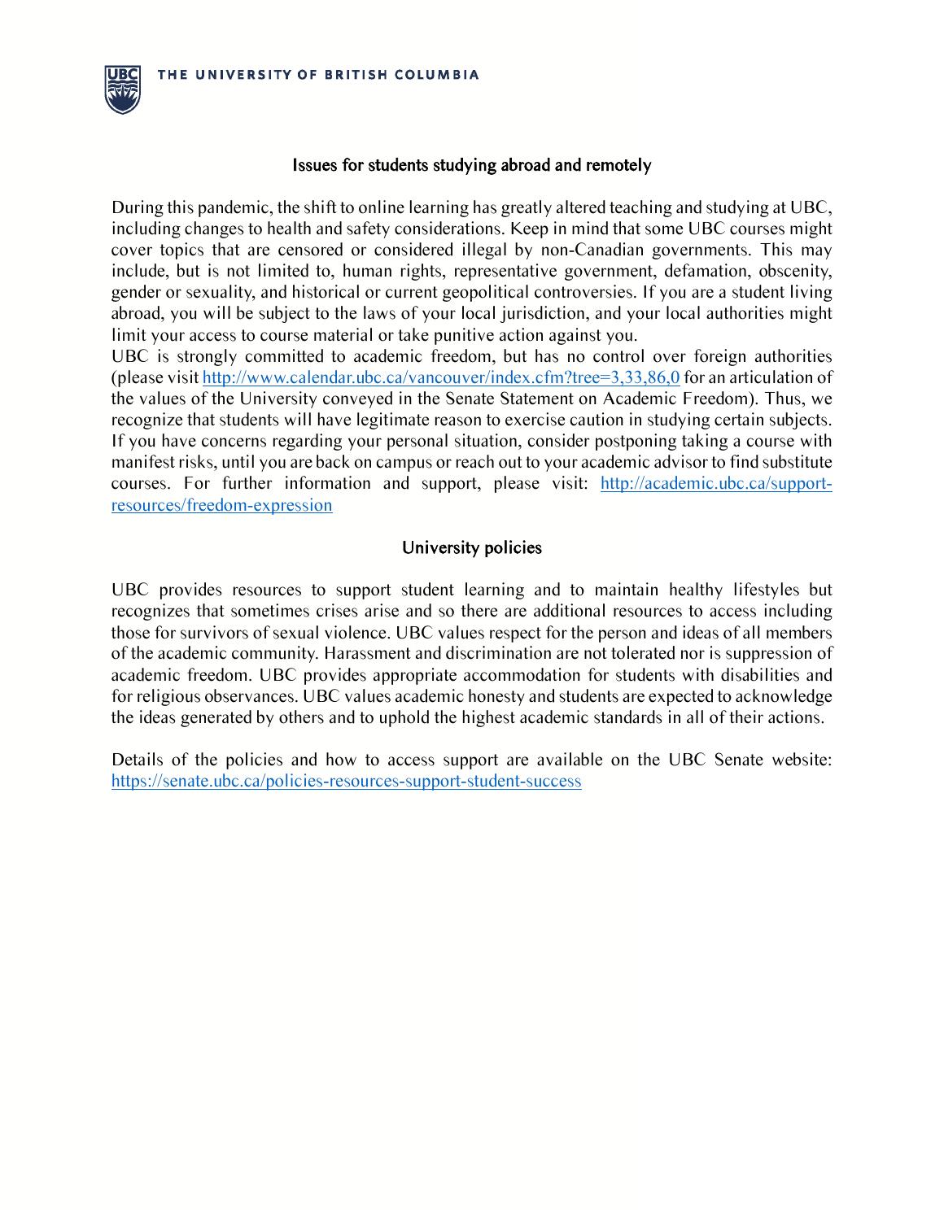## Issues for students studying abroad and remotely

During this pandemic, the shift to online learning has greatly altered teaching and studying at UBC, including changes to health and safety considerations. Keep in mind that some UBC courses might cover topics that are censored or considered illegal by non-Canadian governments. This may include, but is not limited to, human rights, representative government, defamation, obscenity, gender or sexuality, and historical or current geopolitical controversies. If you are a student living abroad, you will be subject to the laws of your local jurisdiction, and your local authorities might limit your access to course material or take punitive action against you.
UBC is strongly committed to academic freedom, but has no control over foreign authorities (please visit http://www.calendar.ubc.ca/vancouver/index.cfm?tree=3,33,86,0 for an articulation of the values of the University conveyed in the Senate Statement on Academic Freedom). Thus, we recognize that students will have legitimate reason to exercise caution in studying certain subjects. If you have concerns regarding your personal situation, consider postponing taking a course with manifest risks, until you are back on campus or reach out to your academic advisor to find substitute courses. For further information and support, please visit: http://academic.ubc.ca/support-resources/freedom-expression

## University policies

UBC provides resources to support student learning and to maintain healthy lifestyles but recognizes that sometimes crises arise and so there are additional resources to access including those for survivors of sexual violence. UBC values respect for the person and ideas of all members of the academic community. Harassment and discrimination are not tolerated nor is suppression of academic freedom. UBC provides appropriate accommodation for students with disabilities and for religious observances. UBC values academic honesty and students are expected to acknowledge the ideas generated by others and to uphold the highest academic standards in all of their actions.

Details of the policies and how to access support are available on the UBC Senate website: https://senate.ubc.ca/policies-resources-support-student-success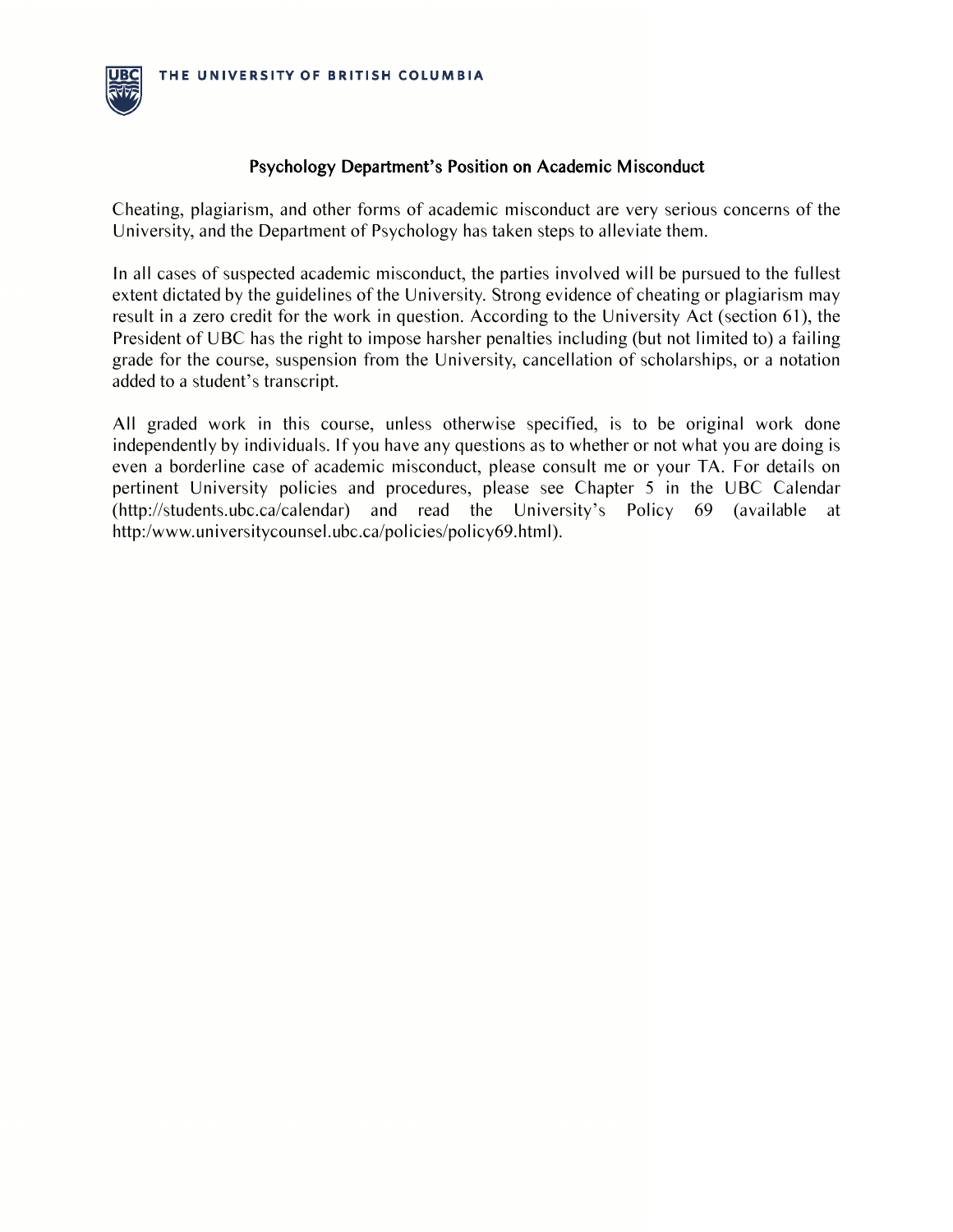THE UNIVERSITY OF BRITISH COLUMBIA

## Psychology Department's Position on Academic Misconduct

Cheating, plagiarism, and other forms of academic misconduct are very serious concerns of the University, and the Department of Psychology has taken steps to alleviate them.

In all cases of suspected academic misconduct, the parties involved will be pursued to the fullest extent dictated by the guidelines of the University. Strong evidence of cheating or plagiarism may result in a zero credit for the work in question. According to the University Act (section 61), the President of UBC has the right to impose harsher penalties including (but not limited to) a failing grade for the course, suspension from the University, cancellation of scholarships, or a notation added to a student's transcript.

All graded work in this course, unless otherwise specified, is to be original work done independently by individuals. If you have any questions as to whether or not what you are doing is even a borderline case of academic misconduct, please consult me or your TA. For details on pertinent University policies and procedures, please see Chapter 5 in the UBC Calendar (http://students.ubc.ca/calendar) and read the University's Policy 69 (available at http:/www.universitycounsel.ubc.ca/policies/policy69.html).